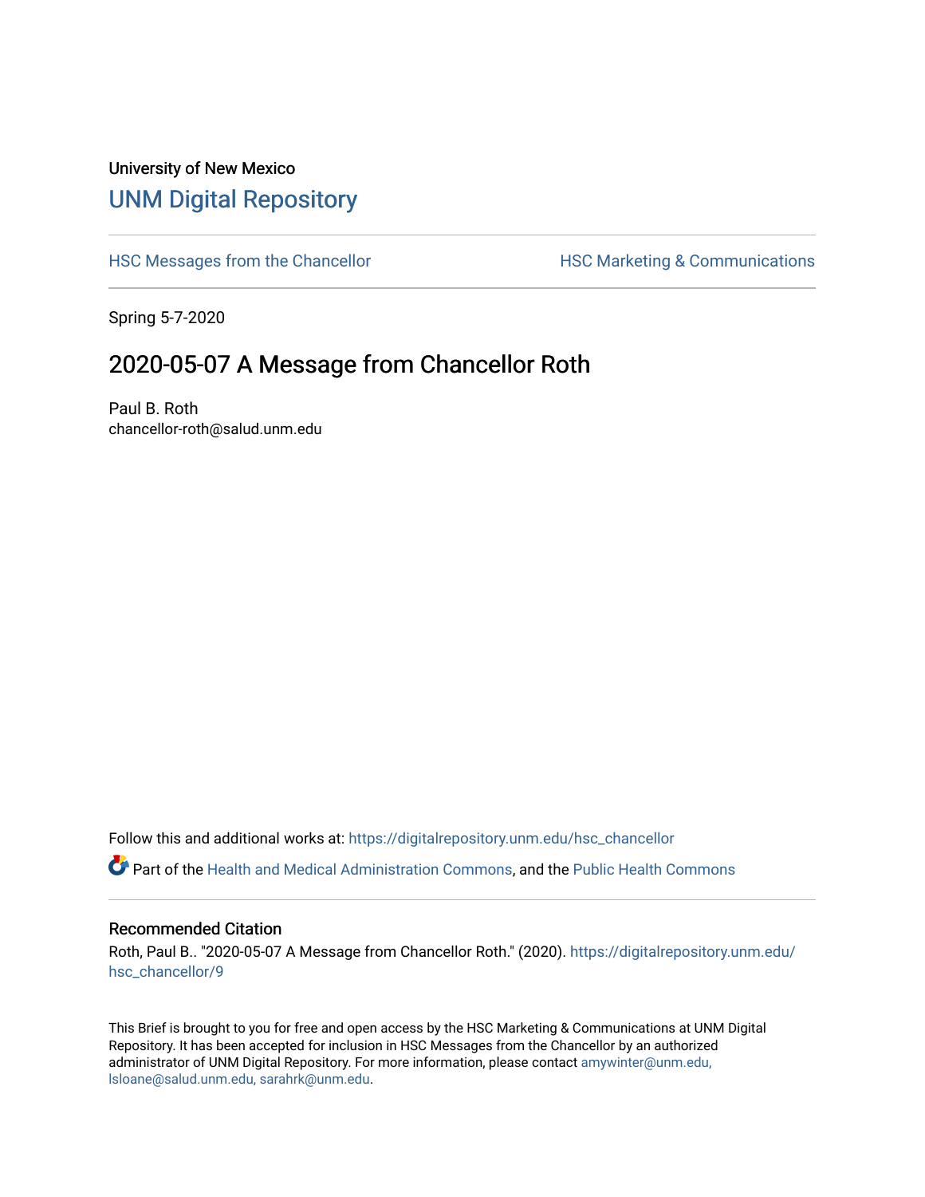University of New Mexico

# UNM Digital Repository

HSC Messages from the Chancellor

HSC Marketing & Communications

Spring 5-7-2020

## 2020-05-07 A Message from Chancellor Roth

Paul B. Roth
chancellor-roth@salud.unm.edu

Follow this and additional works at: https://digitalrepository.unm.edu/hsc_chancellor

Part of the Health and Medical Administration Commons, and the Public Health Commons

### Recommended Citation

Roth, Paul B.. "2020-05-07 A Message from Chancellor Roth." (2020). https://digitalrepository.unm.edu/hsc_chancellor/9

This Brief is brought to you for free and open access by the HSC Marketing & Communications at UNM Digital Repository. It has been accepted for inclusion in HSC Messages from the Chancellor by an authorized administrator of UNM Digital Repository. For more information, please contact amywinter@unm.edu, lsloane@salud.unm.edu, sarahrk@unm.edu.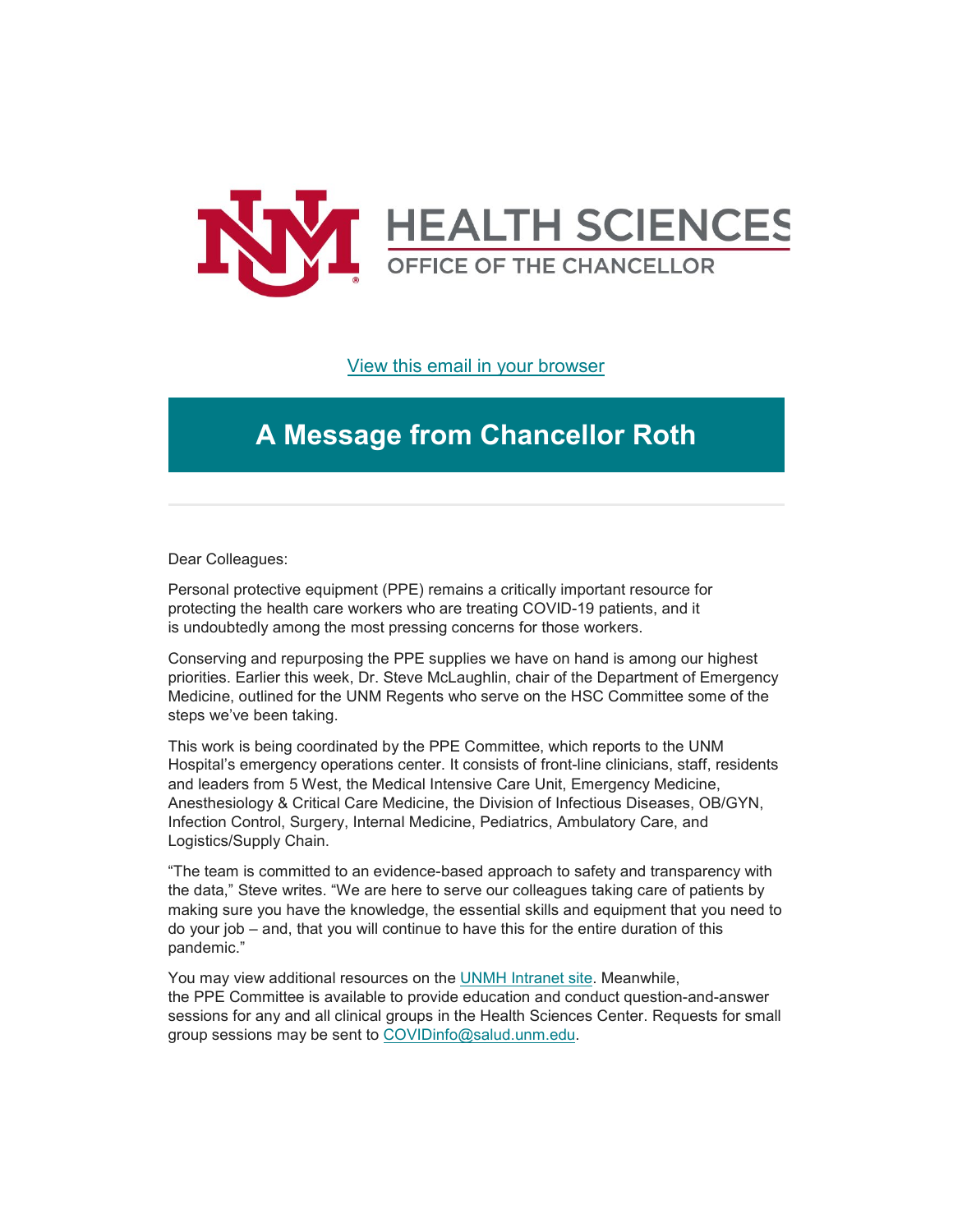HEALTH SCIENCES
OFFICE OF THE CHANCELLOR

[View this email in your browser]

# A Message from Chancellor Roth

---

Dear Colleagues:

Personal protective equipment (PPE) remains a critically important resource for protecting the health care workers who are treating COVID-19 patients, and it is undoubtedly among the most pressing concerns for those workers.

Conserving and repurposing the PPE supplies we have on hand is among our highest priorities. Earlier this week, Dr. Steve McLaughlin, chair of the Department of Emergency Medicine, outlined for the UNM Regents who serve on the HSC Committee some of the steps we've been taking.

This work is being coordinated by the PPE Committee, which reports to the UNM Hospital's emergency operations center. It consists of front-line clinicians, staff, residents and leaders from 5 West, the Medical Intensive Care Unit, Emergency Medicine, Anesthesiology & Critical Care Medicine, the Division of Infectious Diseases, OB/GYN, Infection Control, Surgery, Internal Medicine, Pediatrics, Ambulatory Care, and Logistics/Supply Chain.

"The team is committed to an evidence-based approach to safety and transparency with the data," Steve writes. "We are here to serve our colleagues taking care of patients by making sure you have the knowledge, the essential skills and equipment that you need to do your job – and, that you will continue to have this for the entire duration of this pandemic."

You may view additional resources on the [UNMH Intranet site]. Meanwhile, the PPE Committee is available to provide education and conduct question-and-answer sessions for any and all clinical groups in the Health Sciences Center. Requests for small group sessions may be sent to [COVIDinfo@salud.unm.edu].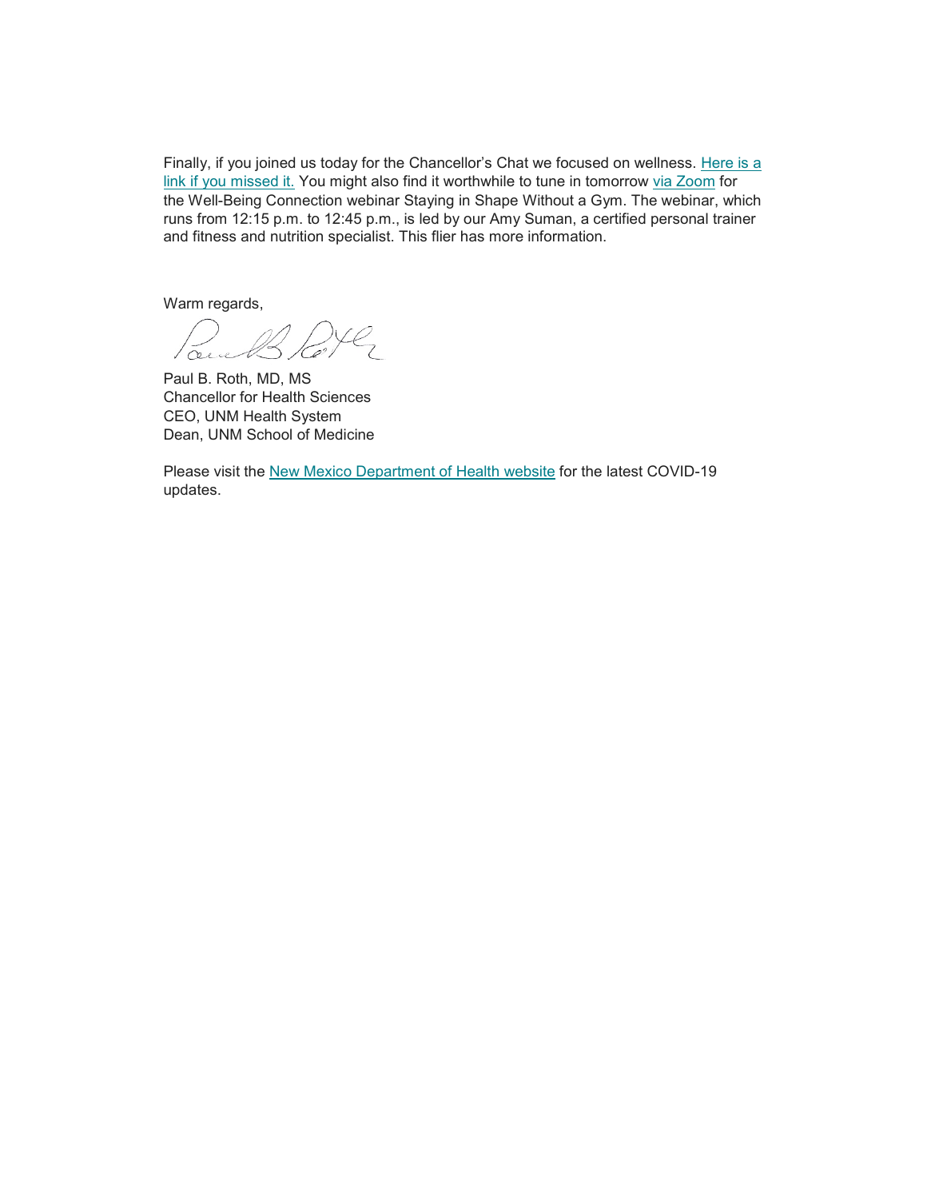Finally, if you joined us today for the Chancellor's Chat we focused on wellness. Here is a link if you missed it. You might also find it worthwhile to tune in tomorrow via Zoom for the Well-Being Connection webinar Staying in Shape Without a Gym. The webinar, which runs from 12:15 p.m. to 12:45 p.m., is led by our Amy Suman, a certified personal trainer and fitness and nutrition specialist. This flier has more information.

Warm regards,

Paul B. Roth, MD, MS
Chancellor for Health Sciences
CEO, UNM Health System
Dean, UNM School of Medicine

Please visit the New Mexico Department of Health website for the latest COVID-19 updates.